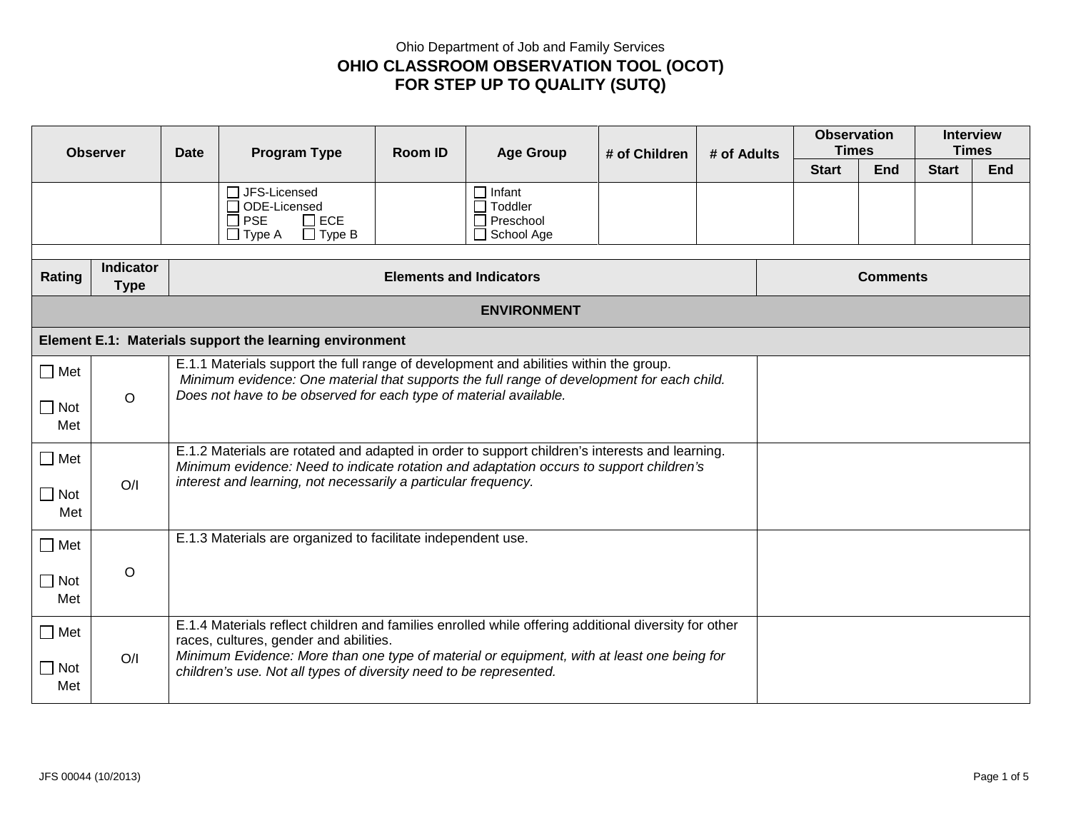Ohio Department of Job and Family Services

# OHIO CLASSROOM OBSERVATION TOOL (OCOT) FOR STEP UP TO QUALITY (SUTQ)

| Observer | Date | Program Type | Room ID | Age Group | # of Children | # of Adults | Observation Times | | Interview Times | |
|---|---|---|---|---|---|---|---|---|---|---|
| | | | | | | | Start | End | Start | End |
| | | ☐ JFS-Licensed<br>☐ ODE-Licensed<br>☐ PSE ☐ ECE<br>☐ Type A ☐ Type B | | ☐ Infant<br>☐ Toddler<br>☐ Preschool<br>☐ School Age | | | | | | |

| Rating | Indicator Type | Elements and Indicators | Comments |
|---|---|---|---|
| | | **ENVIRONMENT** | |
| **Element E.1: Materials support the learning environment** | | | |
| ☐ Met<br>☐ Not Met | O | E.1.1 Materials support the full range of development and abilities within the group.<br>*Minimum evidence: One material that supports the full range of development for each child. Does not have to be observed for each type of material available.* | |
| ☐ Met<br>☐ Not Met | O/I | E.1.2 Materials are rotated and adapted in order to support children's interests and learning.<br>*Minimum evidence: Need to indicate rotation and adaptation occurs to support children's interest and learning, not necessarily a particular frequency.* | |
| ☐ Met<br>☐ Not Met | O | E.1.3 Materials are organized to facilitate independent use. | |
| ☐ Met<br>☐ Not Met | O/I | E.1.4 Materials reflect children and families enrolled while offering additional diversity for other races, cultures, gender and abilities.<br>*Minimum Evidence: More than one type of material or equipment, with at least one being for children's use. Not all types of diversity need to be represented.* | |

JFS 00044 (10/2013)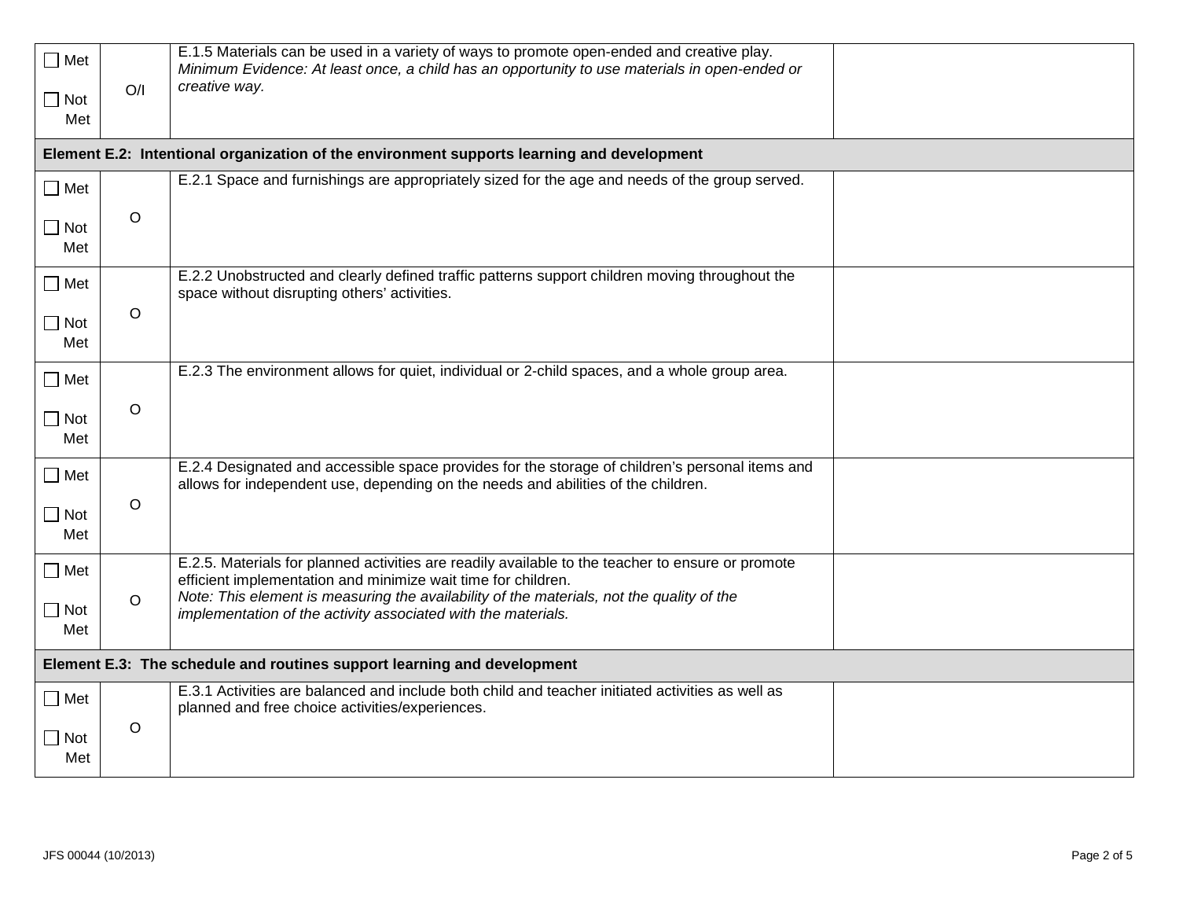| | | | |
|---|---|---|---|
| ☐ Met<br>☐ Not Met | O/I | E.1.5 Materials can be used in a variety of ways to promote open-ended and creative play.<br>*Minimum Evidence: At least once, a child has an opportunity to use materials in open-ended or creative way.* | |
| **Element E.2: Intentional organization of the environment supports learning and development** | | | |
| ☐ Met<br>☐ Not Met | O | E.2.1 Space and furnishings are appropriately sized for the age and needs of the group served. | |
| ☐ Met<br>☐ Not Met | O | E.2.2 Unobstructed and clearly defined traffic patterns support children moving throughout the space without disrupting others' activities. | |
| ☐ Met<br>☐ Not Met | O | E.2.3 The environment allows for quiet, individual or 2-child spaces, and a whole group area. | |
| ☐ Met<br>☐ Not Met | O | E.2.4 Designated and accessible space provides for the storage of children's personal items and allows for independent use, depending on the needs and abilities of the children. | |
| ☐ Met<br>☐ Not Met | O | E.2.5. Materials for planned activities are readily available to the teacher to ensure or promote efficient implementation and minimize wait time for children.<br>*Note: This element is measuring the availability of the materials, not the quality of the implementation of the activity associated with the materials.* | |
| **Element E.3: The schedule and routines support learning and development** | | | |
| ☐ Met<br>☐ Not Met | O | E.3.1 Activities are balanced and include both child and teacher initiated activities as well as planned and free choice activities/experiences. | |

JFS 00044 (10/2013)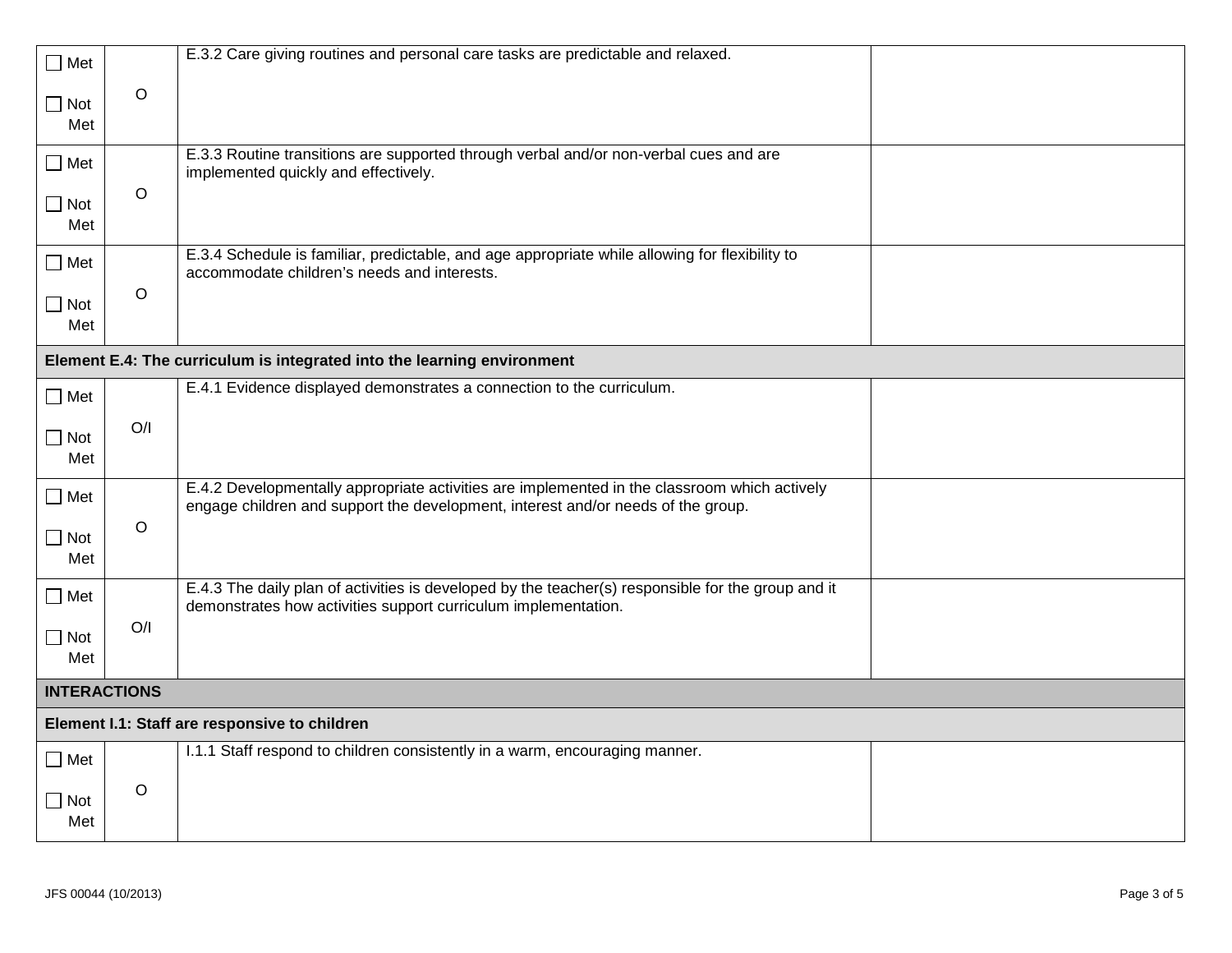| | | | |
|---|---|---|---|
| ☐ Met<br>☐ Not Met | O | E.3.2 Care giving routines and personal care tasks are predictable and relaxed. | |
| ☐ Met<br>☐ Not Met | O | E.3.3 Routine transitions are supported through verbal and/or non-verbal cues and are implemented quickly and effectively. | |
| ☐ Met<br>☐ Not Met | O | E.3.4 Schedule is familiar, predictable, and age appropriate while allowing for flexibility to accommodate children's needs and interests. | |
| **Element E.4: The curriculum is integrated into the learning environment** | | | |
| ☐ Met<br>☐ Not Met | O/I | E.4.1 Evidence displayed demonstrates a connection to the curriculum. | |
| ☐ Met<br>☐ Not Met | O | E.4.2 Developmentally appropriate activities are implemented in the classroom which actively engage children and support the development, interest and/or needs of the group. | |
| ☐ Met<br>☐ Not Met | O/I | E.4.3 The daily plan of activities is developed by the teacher(s) responsible for the group and it demonstrates how activities support curriculum implementation. | |
| **INTERACTIONS** | | | |
| **Element I.1: Staff are responsive to children** | | | |
| ☐ Met<br>☐ Not Met | O | I.1.1 Staff respond to children consistently in a warm, encouraging manner. | |

JFS 00044 (10/2013)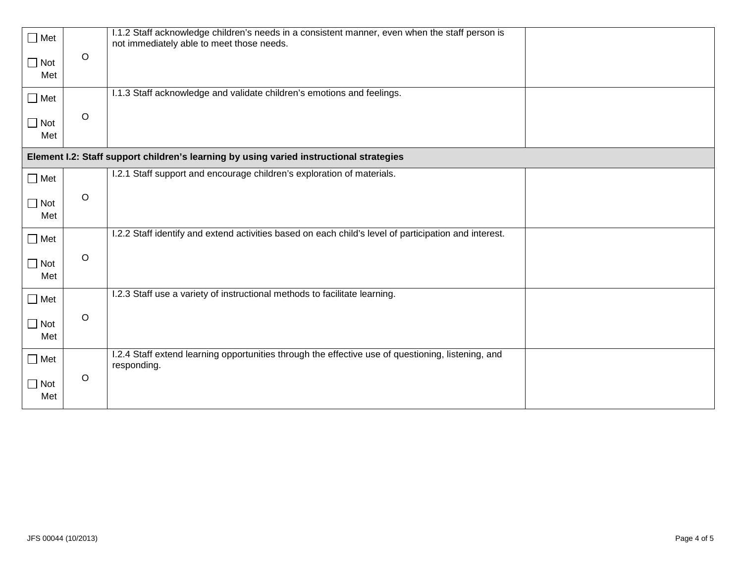| | | | |
|---|---|---|---|
| ☐ Met<br>☐ Not Met | O | I.1.2 Staff acknowledge children's needs in a consistent manner, even when the staff person is not immediately able to meet those needs. | |
| ☐ Met<br>☐ Not Met | O | I.1.3 Staff acknowledge and validate children's emotions and feelings. | |
| **Element I.2: Staff support children's learning by using varied instructional strategies** | | | |
| ☐ Met<br>☐ Not Met | O | I.2.1 Staff support and encourage children's exploration of materials. | |
| ☐ Met<br>☐ Not Met | O | I.2.2 Staff identify and extend activities based on each child's level of participation and interest. | |
| ☐ Met<br>☐ Not Met | O | I.2.3 Staff use a variety of instructional methods to facilitate learning. | |
| ☐ Met<br>☐ Not Met | O | I.2.4 Staff extend learning opportunities through the effective use of questioning, listening, and responding. | |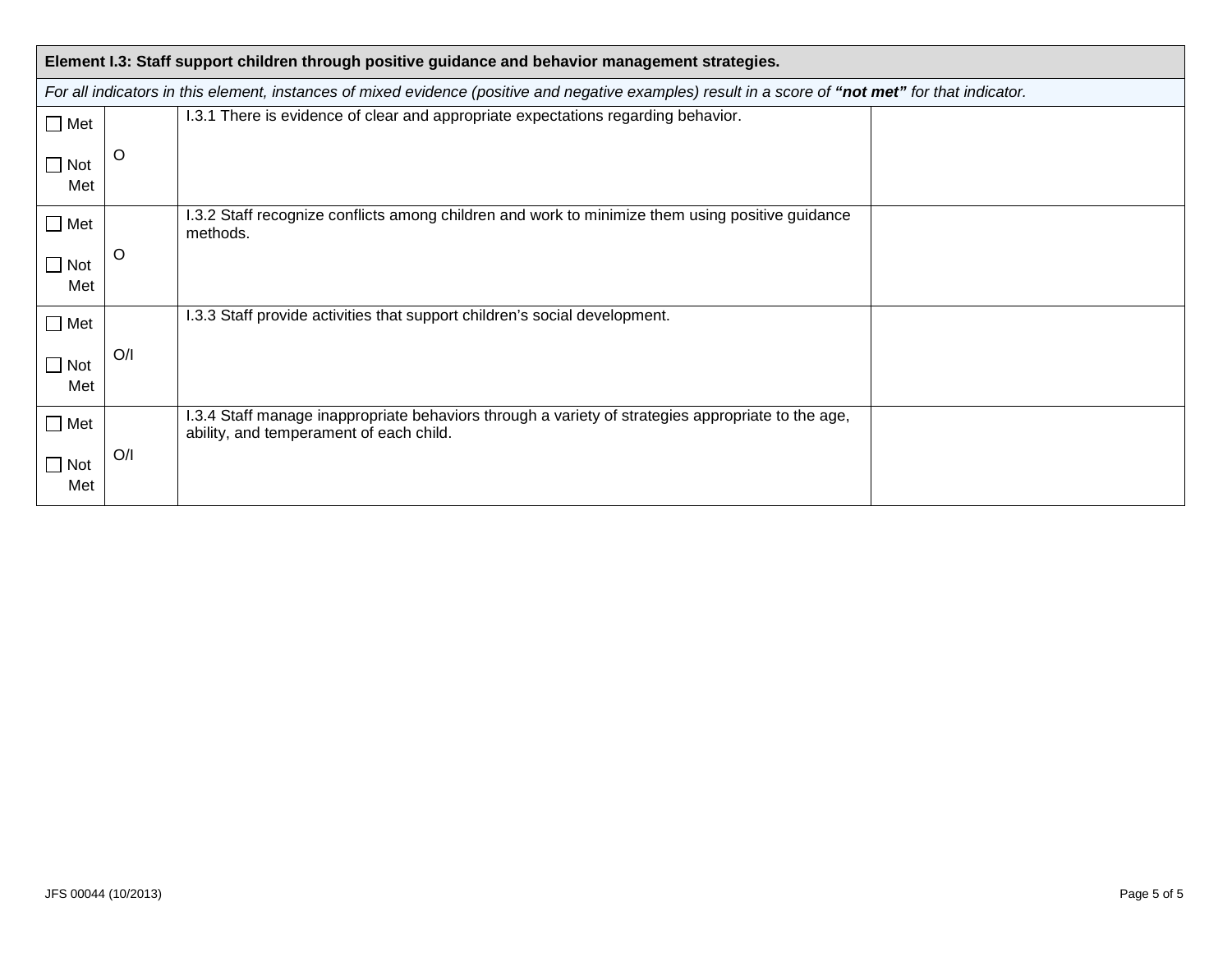| Element I.3: Staff support children through positive guidance and behavior management strategies. | | | |
|---|---|---|---|
| *For all indicators in this element, instances of mixed evidence (positive and negative examples) result in a score of **"not met"** for that indicator.* | | | |
| ☐ Met<br>☐ Not Met | O | I.3.1 There is evidence of clear and appropriate expectations regarding behavior. | |
| ☐ Met<br>☐ Not Met | O | I.3.2 Staff recognize conflicts among children and work to minimize them using positive guidance methods. | |
| ☐ Met<br>☐ Not Met | O/I | I.3.3 Staff provide activities that support children's social development. | |
| ☐ Met<br>☐ Not Met | O/I | I.3.4 Staff manage inappropriate behaviors through a variety of strategies appropriate to the age, ability, and temperament of each child. | |

JFS 00044 (10/2013)